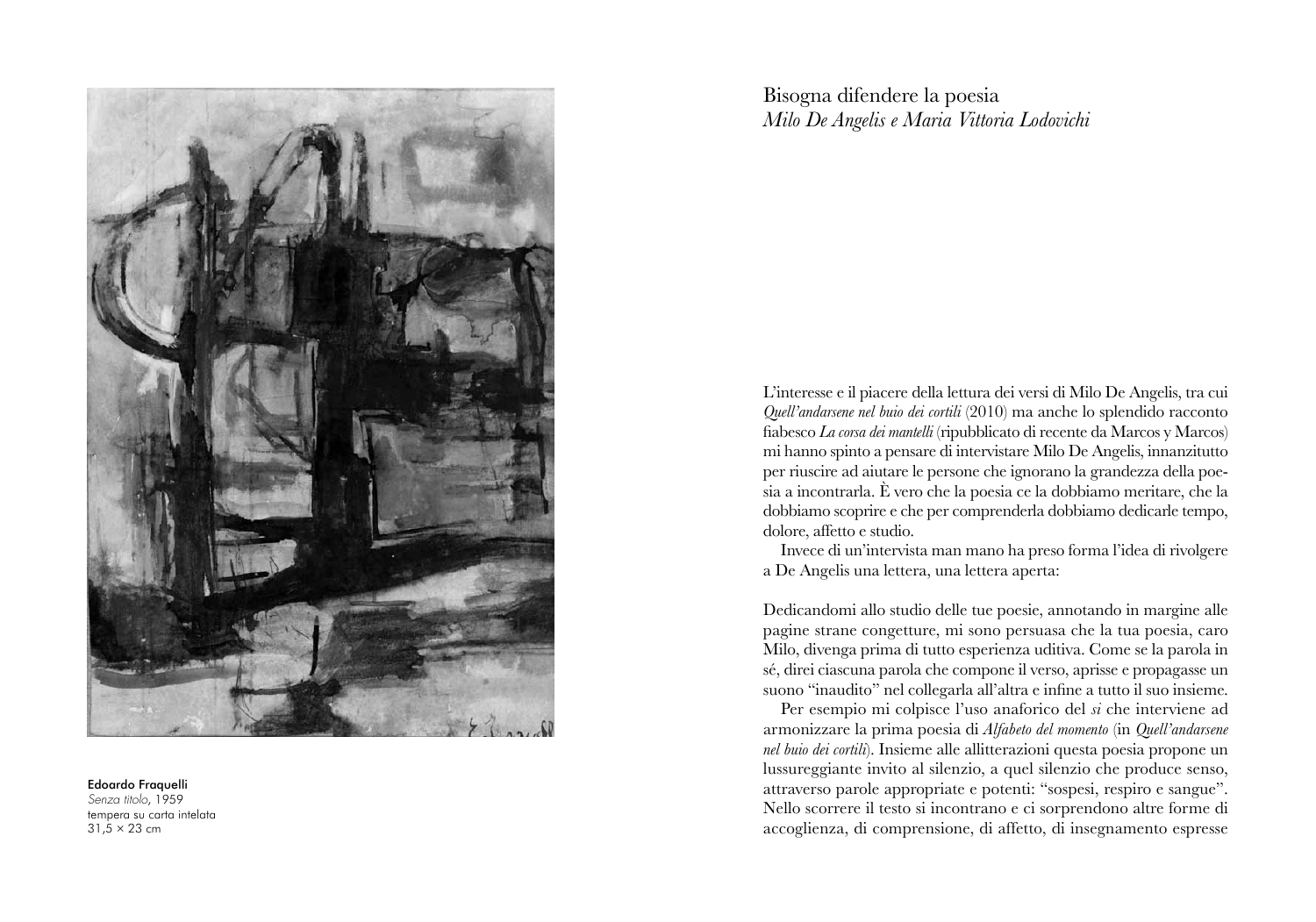Edoardo Fraquelli
*Senza titolo*, 1959
tempera su carta intelata
31,5 × 23 cm

# Bisogna difendere la poesia
*Milo De Angelis e Maria Vittoria Lodovichi*

L'interesse e il piacere della lettura dei versi di Milo De Angelis, tra cui *Quell'andarsene nel buio dei cortili* (2010) ma anche lo splendido racconto fiabesco *La corsa dei mantelli* (ripubblicato di recente da Marcos y Marcos) mi hanno spinto a pensare di intervistare Milo De Angelis, innanzitutto per riuscire ad aiutare le persone che ignorano la grandezza della poesia a incontrarla. È vero che la poesia ce la dobbiamo meritare, che la dobbiamo scoprire e che per comprenderla dobbiamo dedicarle tempo, dolore, affetto e studio.

Invece di un'intervista man mano ha preso forma l'idea di rivolgere a De Angelis una lettera, una lettera aperta:

Dedicandomi allo studio delle tue poesie, annotando in margine alle pagine strane congetture, mi sono persuasa che la tua poesia, caro Milo, divenga prima di tutto esperienza uditiva. Come se la parola in sé, direi ciascuna parola che compone il verso, aprisse e propagasse un suono "inaudito" nel collegarla all'altra e infine a tutto il suo insieme.

Per esempio mi colpisce l'uso anaforico del *si* che interviene ad armonizzare la prima poesia di *Alfabeto del momento* (in *Quell'andarsene nel buio dei cortili*). Insieme alle allitterazioni questa poesia propone un lussureggiante invito al silenzio, a quel silenzio che produce senso, attraverso parole appropriate e potenti: "sospesi, respiro e sangue". Nello scorrere il testo si incontrano e ci sorprendono altre forme di accoglienza, di comprensione, di affetto, di insegnamento espresse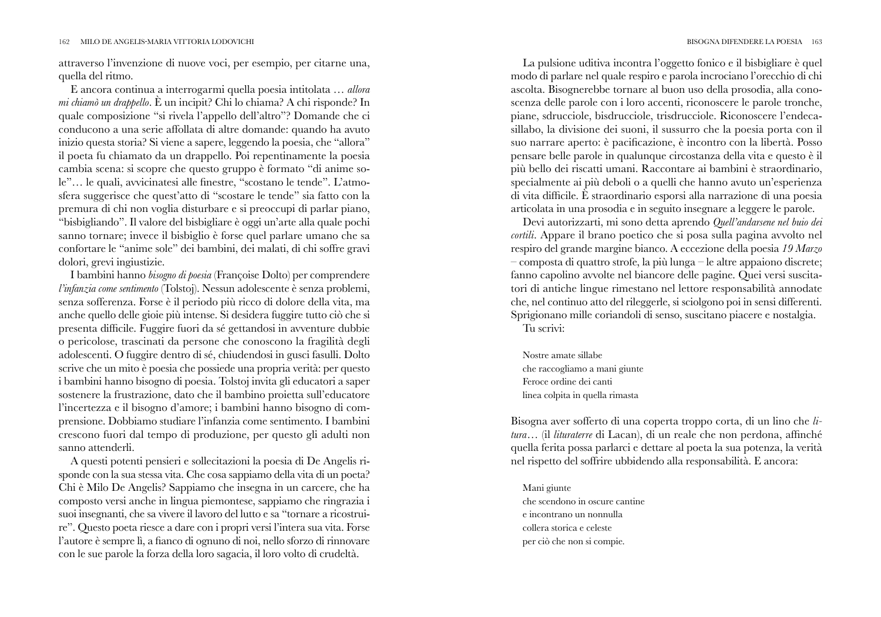attraverso l'invenzione di nuove voci, per esempio, per citarne una, quella del ritmo.

E ancora continua a interrogarmi quella poesia intitolata *… allora mi chiamò un drappello*. È un incipit? Chi lo chiama? A chi risponde? In quale composizione "si rivela l'appello dell'altro"? Domande che ci conducono a una serie affollata di altre domande: quando ha avuto inizio questa storia? Si viene a sapere, leggendo la poesia, che "allora" il poeta fu chiamato da un drappello. Poi repentinamente la poesia cambia scena: si scopre che questo gruppo è formato "di anime sole"… le quali, avvicinatesi alle finestre, "scostano le tende". L'atmosfera suggerisce che quest'atto di "scostare le tende" sia fatto con la premura di chi non voglia disturbare e si preoccupi di parlar piano, "bisbigliando". Il valore del bisbigliare è oggi un'arte alla quale pochi sanno tornare; invece il bisbiglio è forse quel parlare umano che sa confortare le "anime sole" dei bambini, dei malati, di chi soffre gravi dolori, grevi ingiustizie.

I bambini hanno *bisogno di poesia* (Françoise Dolto) per comprendere *l'infanzia come sentimento* (Tolstoj). Nessun adolescente è senza problemi, senza sofferenza. Forse è il periodo più ricco di dolore della vita, ma anche quello delle gioie più intense. Si desidera fuggire tutto ciò che si presenta difficile. Fuggire fuori da sé gettandosi in avventure dubbie o pericolose, trascinati da persone che conoscono la fragilità degli adolescenti. O fuggire dentro di sé, chiudendosi in gusci fasulli. Dolto scrive che un mito è poesia che possiede una propria verità: per questo i bambini hanno bisogno di poesia. Tolstoj invita gli educatori a saper sostenere la frustrazione, dato che il bambino proietta sull'educatore l'incertezza e il bisogno d'amore; i bambini hanno bisogno di comprensione. Dobbiamo studiare l'infanzia come sentimento. I bambini crescono fuori dal tempo di produzione, per questo gli adulti non sanno attenderli.

A questi potenti pensieri e sollecitazioni la poesia di De Angelis risponde con la sua stessa vita. Che cosa sappiamo della vita di un poeta? Chi è Milo De Angelis? Sappiamo che insegna in un carcere, che ha composto versi anche in lingua piemontese, sappiamo che ringrazia i suoi insegnanti, che sa vivere il lavoro del lutto e sa "tornare a ricostruire". Questo poeta riesce a dare con i propri versi l'intera sua vita. Forse l'autore è sempre lì, a fianco di ognuno di noi, nello sforzo di rinnovare con le sue parole la forza della loro sagacia, il loro volto di crudeltà.

La pulsione uditiva incontra l'oggetto fonico e il bisbigliare è quel modo di parlare nel quale respiro e parola incrociano l'orecchio di chi ascolta. Bisognerebbe tornare al buon uso della prosodia, alla conoscenza delle parole con i loro accenti, riconoscere le parole tronche, piane, sdrucciole, bisdrucciole, trisdrucciole. Riconoscere l'endecasillabo, la divisione dei suoni, il sussurro che la poesia porta con il suo narrare aperto: è pacificazione, è incontro con la libertà. Posso pensare belle parole in qualunque circostanza della vita e questo è il più bello dei riscatti umani. Raccontare ai bambini è straordinario, specialmente ai più deboli o a quelli che hanno avuto un'esperienza di vita difficile. È straordinario esporsi alla narrazione di una poesia articolata in una prosodia e in seguito insegnare a leggere le parole.

Devi autorizzarti, mi sono detta aprendo *Quell'andarsene nel buio dei cortili*. Appare il brano poetico che si posa sulla pagina avvolto nel respiro del grande margine bianco. A eccezione della poesia *19 Marzo* – composta di quattro strofe, la più lunga – le altre appaiono discrete; fanno capolino avvolte nel biancore delle pagine. Quei versi suscitatori di antiche lingue rimestano nel lettore responsabilità annodate che, nel continuo atto del rileggerle, si sciolgono poi in sensi differenti. Sprigionano mille coriandoli di senso, suscitano piacere e nostalgia.

Tu scrivi:

> Nostre amate sillabe  
> che raccogliamo a mani giunte  
> Feroce ordine dei canti  
> linea colpita in quella rimasta

Bisogna aver sofferto di una coperta troppo corta, di un lino che *litura*… (il *lituraterre* di Lacan), di un reale che non perdona, affinché quella ferita possa parlarci e dettare al poeta la sua potenza, la verità nel rispetto del soffrire ubbidendo alla responsabilità. E ancora:

> Mani giunte  
> che scendono in oscure cantine  
> e incontrano un nonnulla  
> collera storica e celeste  
> per ciò che non si compie.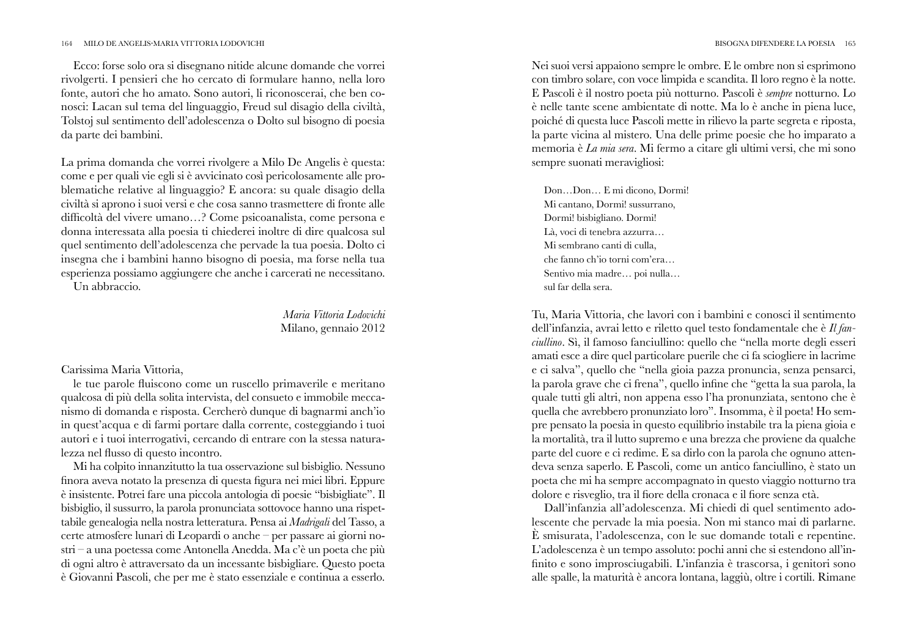Ecco: forse solo ora si disegnano nitide alcune domande che vorrei rivolgerti. I pensieri che ho cercato di formulare hanno, nella loro fonte, autori che ho amato. Sono autori, li riconoscerai, che ben conosci: Lacan sul tema del linguaggio, Freud sul disagio della civiltà, Tolstoj sul sentimento dell'adolescenza o Dolto sul bisogno di poesia da parte dei bambini.

La prima domanda che vorrei rivolgere a Milo De Angelis è questa: come e per quali vie egli si è avvicinato così pericolosamente alle problematiche relative al linguaggio? E ancora: su quale disagio della civiltà si aprono i suoi versi e che cosa sanno trasmettere di fronte alle difficoltà del vivere umano…? Come psicoanalista, come persona e donna interessata alla poesia ti chiederei inoltre di dire qualcosa sul quel sentimento dell'adolescenza che pervade la tua poesia. Dolto ci insegna che i bambini hanno bisogno di poesia, ma forse nella tua esperienza possiamo aggiungere che anche i carcerati ne necessitano.

Un abbraccio.

*Maria Vittoria Lodovichi*
Milano, gennaio 2012

Carissima Maria Vittoria,

le tue parole fluiscono come un ruscello primaverile e meritano qualcosa di più della solita intervista, del consueto e immobile meccanismo di domanda e risposta. Cercherò dunque di bagnarmi anch'io in quest'acqua e di farmi portare dalla corrente, costeggiando i tuoi autori e i tuoi interrogativi, cercando di entrare con la stessa naturalezza nel flusso di questo incontro.

Mi ha colpito innanzitutto la tua osservazione sul bisbiglio. Nessuno finora aveva notato la presenza di questa figura nei miei libri. Eppure è insistente. Potrei fare una piccola antologia di poesie "bisbigliate". Il bisbiglio, il sussurro, la parola pronunciata sottovoce hanno una rispettabile genealogia nella nostra letteratura. Pensa ai *Madrigali* del Tasso, a certe atmosfere lunari di Leopardi o anche – per passare ai giorni nostri – a una poetessa come Antonella Anedda. Ma c'è un poeta che più di ogni altro è attraversato da un incessante bisbigliare. Questo poeta è Giovanni Pascoli, che per me è stato essenziale e continua a esserlo. Nei suoi versi appaiono sempre le ombre. E le ombre non si esprimono con timbro solare, con voce limpida e scandita. Il loro regno è la notte. E Pascoli è il nostro poeta più notturno. Pascoli è *sempre* notturno. Lo è nelle tante scene ambientate di notte. Ma lo è anche in piena luce, poiché di questa luce Pascoli mette in rilievo la parte segreta e riposta, la parte vicina al mistero. Una delle prime poesie che ho imparato a memoria è *La mia sera*. Mi fermo a citare gli ultimi versi, che mi sono sempre suonati meravigliosi:

> Don…Don… E mi dicono, Dormi!
> Mi cantano, Dormi! sussurrano,
> Dormi! bisbigliano. Dormi!
> Là, voci di tenebra azzurra…
> Mi sembrano canti di culla,
> che fanno ch'io torni com'era…
> Sentivo mia madre… poi nulla…
> sul far della sera.

Tu, Maria Vittoria, che lavori con i bambini e conosci il sentimento dell'infanzia, avrai letto e riletto quel testo fondamentale che è *Il fanciullino*. Sì, il famoso fanciullino: quello che "nella morte degli esseri amati esce a dire quel particolare puerile che ci fa sciogliere in lacrime e ci salva", quello che "nella gioia pazza pronuncia, senza pensarci, la parola grave che ci frena", quello infine che "getta la sua parola, la quale tutti gli altri, non appena esso l'ha pronunziata, sentono che è quella che avrebbero pronunziato loro". Insomma, è il poeta! Ho sempre pensato la poesia in questo equilibrio instabile tra la piena gioia e la mortalità, tra il lutto supremo e una brezza che proviene da qualche parte del cuore e ci redime. E sa dirlo con la parola che ognuno attendeva senza saperlo. E Pascoli, come un antico fanciullino, è stato un poeta che mi ha sempre accompagnato in questo viaggio notturno tra dolore e risveglio, tra il fiore della cronaca e il fiore senza età.

Dall'infanzia all'adolescenza. Mi chiedi di quel sentimento adolescente che pervade la mia poesia. Non mi stanco mai di parlarne. È smisurata, l'adolescenza, con le sue domande totali e repentine. L'adolescenza è un tempo assoluto: pochi anni che si estendono all'infinito e sono improsciugabili. L'infanzia è trascorsa, i genitori sono alle spalle, la maturità è ancora lontana, laggiù, oltre i cortili. Rimane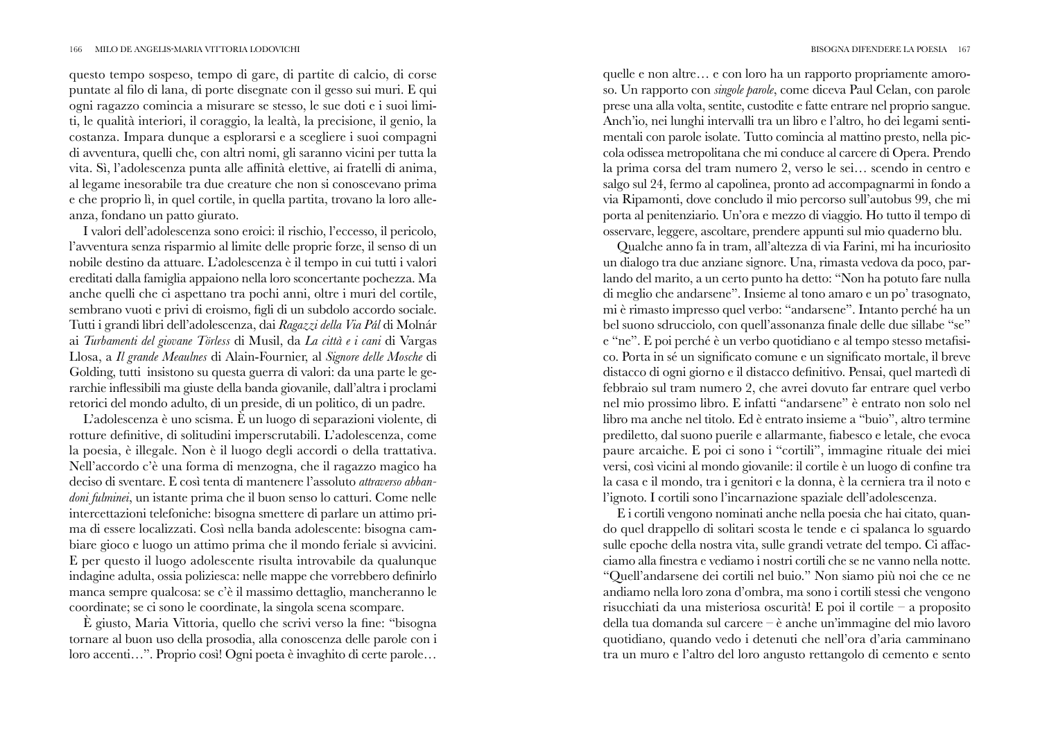questo tempo sospeso, tempo di gare, di partite di calcio, di corse puntate al filo di lana, di porte disegnate con il gesso sui muri. E qui ogni ragazzo comincia a misurare se stesso, le sue doti e i suoi limiti, le qualità interiori, il coraggio, la lealtà, la precisione, il genio, la costanza. Impara dunque a esplorarsi e a scegliere i suoi compagni di avventura, quelli che, con altri nomi, gli saranno vicini per tutta la vita. Sì, l'adolescenza punta alle affinità elettive, ai fratelli di anima, al legame inesorabile tra due creature che non si conoscevano prima e che proprio lì, in quel cortile, in quella partita, trovano la loro alleanza, fondano un patto giurato.

I valori dell'adolescenza sono eroici: il rischio, l'eccesso, il pericolo, l'avventura senza risparmio al limite delle proprie forze, il senso di un nobile destino da attuare. L'adolescenza è il tempo in cui tutti i valori ereditati dalla famiglia appaiono nella loro sconcertante pochezza. Ma anche quelli che ci aspettano tra pochi anni, oltre i muri del cortile, sembrano vuoti e privi di eroismo, figli di un subdolo accordo sociale. Tutti i grandi libri dell'adolescenza, dai *Ragazzi della Via Pál* di Molnár ai *Turbamenti del giovane Törless* di Musil, da *La città e i cani* di Vargas Llosa, a *Il grande Meaulnes* di Alain-Fournier, al *Signore delle Mosche* di Golding, tutti insistono su questa guerra di valori: da una parte le gerarchie inflessibili ma giuste della banda giovanile, dall'altra i proclami retorici del mondo adulto, di un preside, di un politico, di un padre.

L'adolescenza è uno scisma. È un luogo di separazioni violente, di rotture definitive, di solitudini imperscrutabili. L'adolescenza, come la poesia, è illegale. Non è il luogo degli accordi o della trattativa. Nell'accordo c'è una forma di menzogna, che il ragazzo magico ha deciso di sventare. E così tenta di mantenere l'assoluto *attraverso abbandoni fulminei*, un istante prima che il buon senso lo catturi. Come nelle intercettazioni telefoniche: bisogna smettere di parlare un attimo prima di essere localizzati. Così nella banda adolescente: bisogna cambiare gioco e luogo un attimo prima che il mondo feriale si avvicini. E per questo il luogo adolescente risulta introvabile da qualunque indagine adulta, ossia poliziesca: nelle mappe che vorrebbero definirlo manca sempre qualcosa: se c'è il massimo dettaglio, mancheranno le coordinate; se ci sono le coordinate, la singola scena scompare.

È giusto, Maria Vittoria, quello che scrivi verso la fine: "bisogna tornare al buon uso della prosodia, alla conoscenza delle parole con i loro accenti…". Proprio così! Ogni poeta è invaghito di certe parole… quelle e non altre… e con loro ha un rapporto propriamente amoroso. Un rapporto con *singole parole*, come diceva Paul Celan, con parole prese una alla volta, sentite, custodite e fatte entrare nel proprio sangue. Anch'io, nei lunghi intervalli tra un libro e l'altro, ho dei legami sentimentali con parole isolate. Tutto comincia al mattino presto, nella piccola odissea metropolitana che mi conduce al carcere di Opera. Prendo la prima corsa del tram numero 2, verso le sei… scendo in centro e salgo sul 24, fermo al capolinea, pronto ad accompagnarmi in fondo a via Ripamonti, dove concludo il mio percorso sull'autobus 99, che mi porta al penitenziario. Un'ora e mezzo di viaggio. Ho tutto il tempo di osservare, leggere, ascoltare, prendere appunti sul mio quaderno blu.

Qualche anno fa in tram, all'altezza di via Farini, mi ha incuriosito un dialogo tra due anziane signore. Una, rimasta vedova da poco, parlando del marito, a un certo punto ha detto: "Non ha potuto fare nulla di meglio che andarsene". Insieme al tono amaro e un po' trasognato, mi è rimasto impresso quel verbo: "andarsene". Intanto perché ha un bel suono sdrucciolo, con quell'assonanza finale delle due sillabe "se" e "ne". E poi perché è un verbo quotidiano e al tempo stesso metafisico. Porta in sé un significato comune e un significato mortale, il breve distacco di ogni giorno e il distacco definitivo. Pensai, quel martedì di febbraio sul tram numero 2, che avrei dovuto far entrare quel verbo nel mio prossimo libro. E infatti "andarsene" è entrato non solo nel libro ma anche nel titolo. Ed è entrato insieme a "buio", altro termine prediletto, dal suono puerile e allarmante, fiabesco e letale, che evoca paure arcaiche. E poi ci sono i "cortili", immagine rituale dei miei versi, così vicini al mondo giovanile: il cortile è un luogo di confine tra la casa e il mondo, tra i genitori e la donna, è la cerniera tra il noto e l'ignoto. I cortili sono l'incarnazione spaziale dell'adolescenza.

E i cortili vengono nominati anche nella poesia che hai citato, quando quel drappello di solitari scosta le tende e ci spalanca lo sguardo sulle epoche della nostra vita, sulle grandi vetrate del tempo. Ci affacciamo alla finestra e vediamo i nostri cortili che se ne vanno nella notte. "Quell'andarsene dei cortili nel buio." Non siamo più noi che ce ne andiamo nella loro zona d'ombra, ma sono i cortili stessi che vengono risucchiati da una misteriosa oscurità! E poi il cortile – a proposito della tua domanda sul carcere – è anche un'immagine del mio lavoro quotidiano, quando vedo i detenuti che nell'ora d'aria camminano tra un muro e l'altro del loro angusto rettangolo di cemento e sento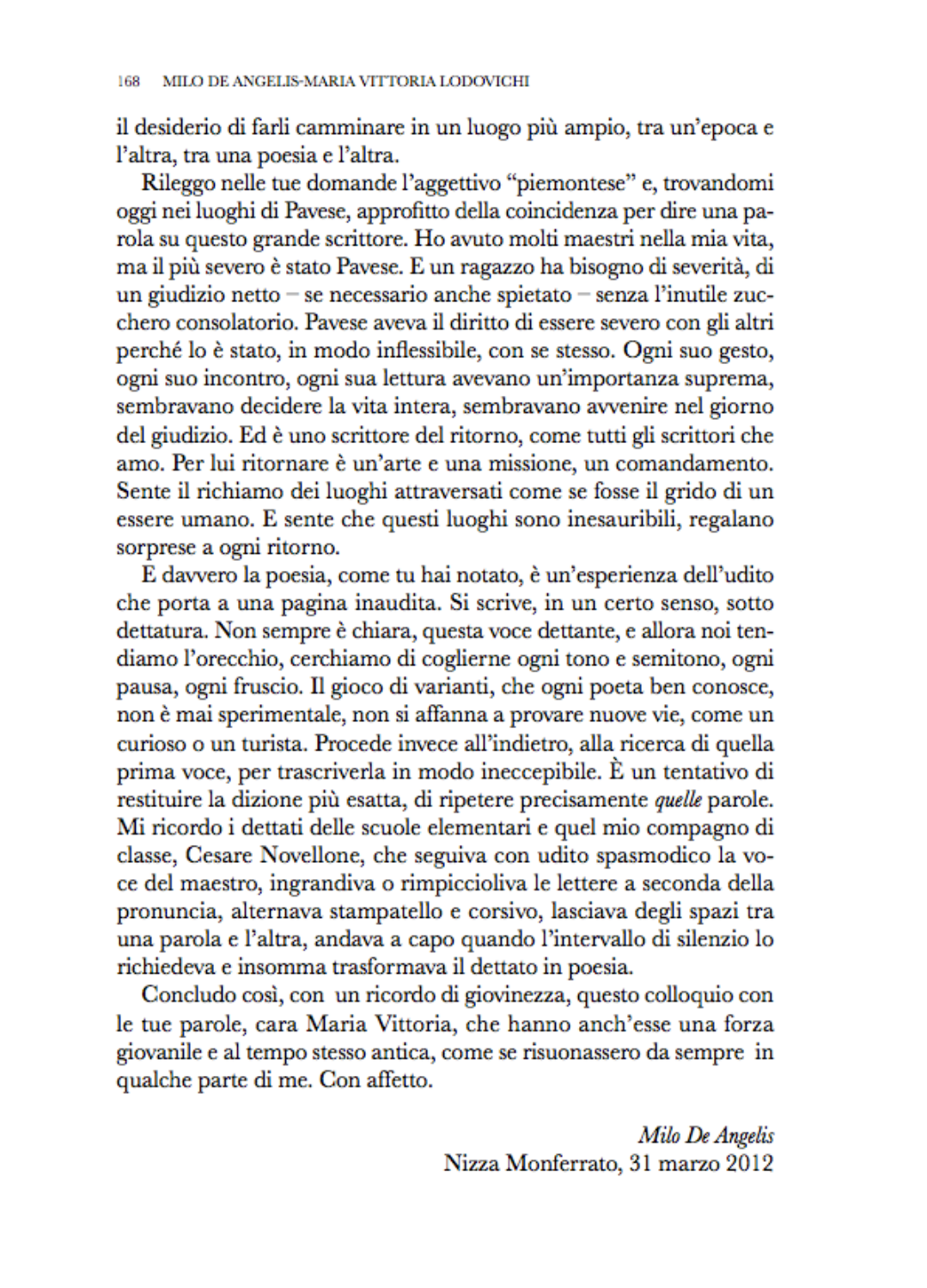il desiderio di farli camminare in un luogo più ampio, tra un'epoca e l'altra, tra una poesia e l'altra.

Rileggo nelle tue domande l'aggettivo "piemontese" e, trovandomi oggi nei luoghi di Pavese, approfitto della coincidenza per dire una parola su questo grande scrittore. Ho avuto molti maestri nella mia vita, ma il più severo è stato Pavese. E un ragazzo ha bisogno di severità, di un giudizio netto – se necessario anche spietato – senza l'inutile zucchero consolatorio. Pavese aveva il diritto di essere severo con gli altri perché lo è stato, in modo inflessibile, con se stesso. Ogni suo gesto, ogni suo incontro, ogni sua lettura avevano un'importanza suprema, sembravano decidere la vita intera, sembravano avvenire nel giorno del giudizio. Ed è uno scrittore del ritorno, come tutti gli scrittori che amo. Per lui ritornare è un'arte e una missione, un comandamento. Sente il richiamo dei luoghi attraversati come se fosse il grido di un essere umano. E sente che questi luoghi sono inesauribili, regalano sorprese a ogni ritorno.

E davvero la poesia, come tu hai notato, è un'esperienza dell'udito che porta a una pagina inaudita. Si scrive, in un certo senso, sotto dettatura. Non sempre è chiara, questa voce dettante, e allora noi tendiamo l'orecchio, cerchiamo di coglierne ogni tono e semitono, ogni pausa, ogni fruscio. Il gioco di varianti, che ogni poeta ben conosce, non è mai sperimentale, non si affanna a provare nuove vie, come un curioso o un turista. Procede invece all'indietro, alla ricerca di quella prima voce, per trascriverla in modo ineccepibile. È un tentativo di restituire la dizione più esatta, di ripetere precisamente *quelle* parole. Mi ricordo i dettati delle scuole elementari e quel mio compagno di classe, Cesare Novellone, che seguiva con udito spasmodico la voce del maestro, ingrandiva o rimpiccioliva le lettere a seconda della pronuncia, alternava stampatello e corsivo, lasciava degli spazi tra una parola e l'altra, andava a capo quando l'intervallo di silenzio lo richiedeva e insomma trasformava il dettato in poesia.

Concludo così, con un ricordo di giovinezza, questo colloquio con le tue parole, cara Maria Vittoria, che hanno anch'esse una forza giovanile e al tempo stesso antica, come se risuonassero da sempre in qualche parte di me. Con affetto.

*Milo De Angelis*
Nizza Monferrato, 31 marzo 2012